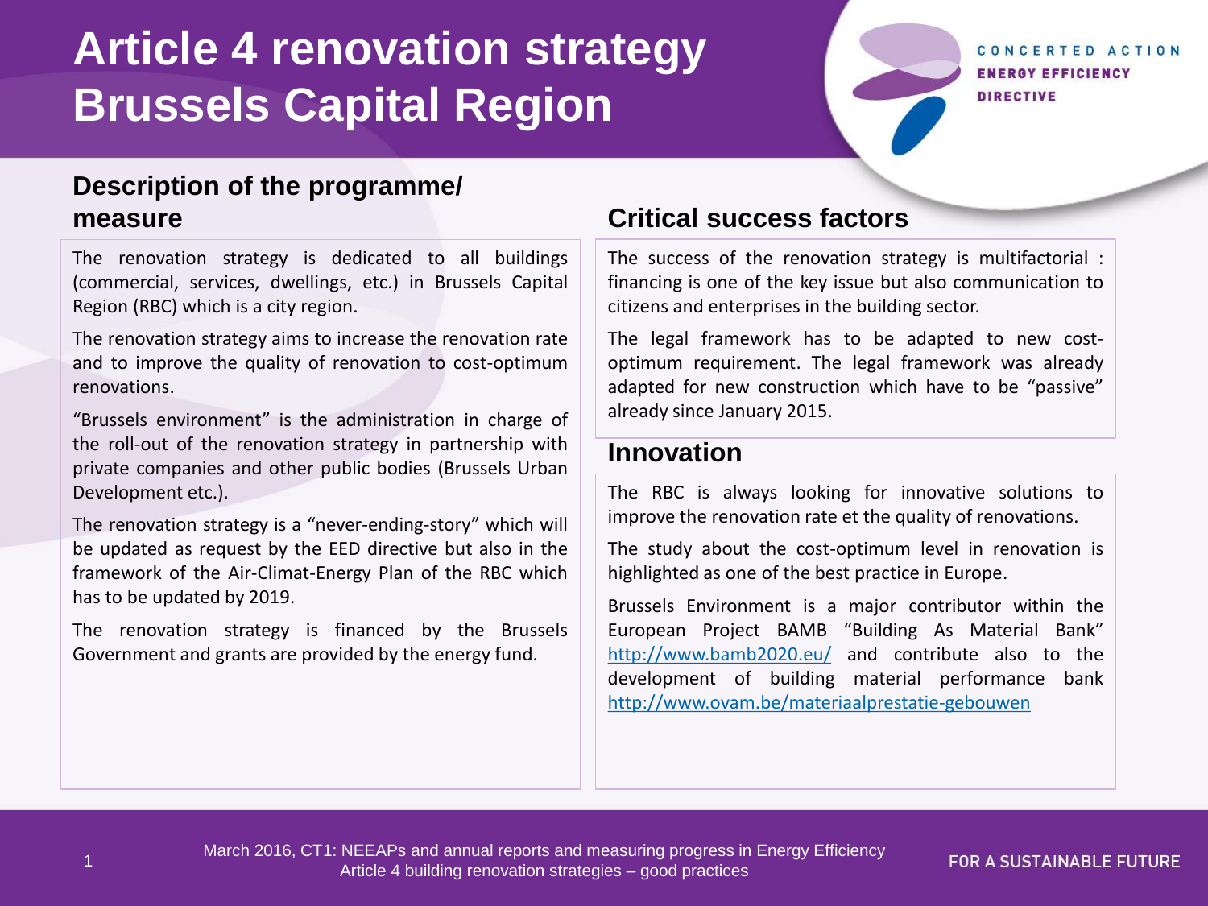# Article 4 renovation strategy Brussels Capital Region

## Description of the programme/ measure

The renovation strategy is dedicated to all buildings (commercial, services, dwellings, etc.) in Brussels Capital Region (RBC) which is a city region.

The renovation strategy aims to increase the renovation rate and to improve the quality of renovation to cost-optimum renovations.

"Brussels environment" is the administration in charge of the roll-out of the renovation strategy in partnership with private companies and other public bodies (Brussels Urban Development etc.).

The renovation strategy is a "never-ending-story" which will be updated as request by the EED directive but also in the framework of the Air-Climat-Energy Plan of the RBC which has to be updated by 2019.

The renovation strategy is financed by the Brussels Government and grants are provided by the energy fund.

## Critical success factors

The success of the renovation strategy is multifactorial : financing is one of the key issue but also communication to citizens and enterprises in the building sector.

The legal framework has to be adapted to new cost-optimum requirement. The legal framework was already adapted for new construction which have to be "passive" already since January 2015.

## Innovation

The RBC is always looking for innovative solutions to improve the renovation rate et the quality of renovations.

The study about the cost-optimum level in renovation is highlighted as one of the best practice in Europe.

Brussels Environment is a major contributor within the European Project BAMB "Building As Material Bank" http://www.bamb2020.eu/ and contribute also to the development of building material performance bank http://www.ovam.be/materiaalprestatie-gebouwen

March 2016, CT1: NEEAPs and annual reports and measuring progress in Energy Efficiency
Article 4 building renovation strategies – good practices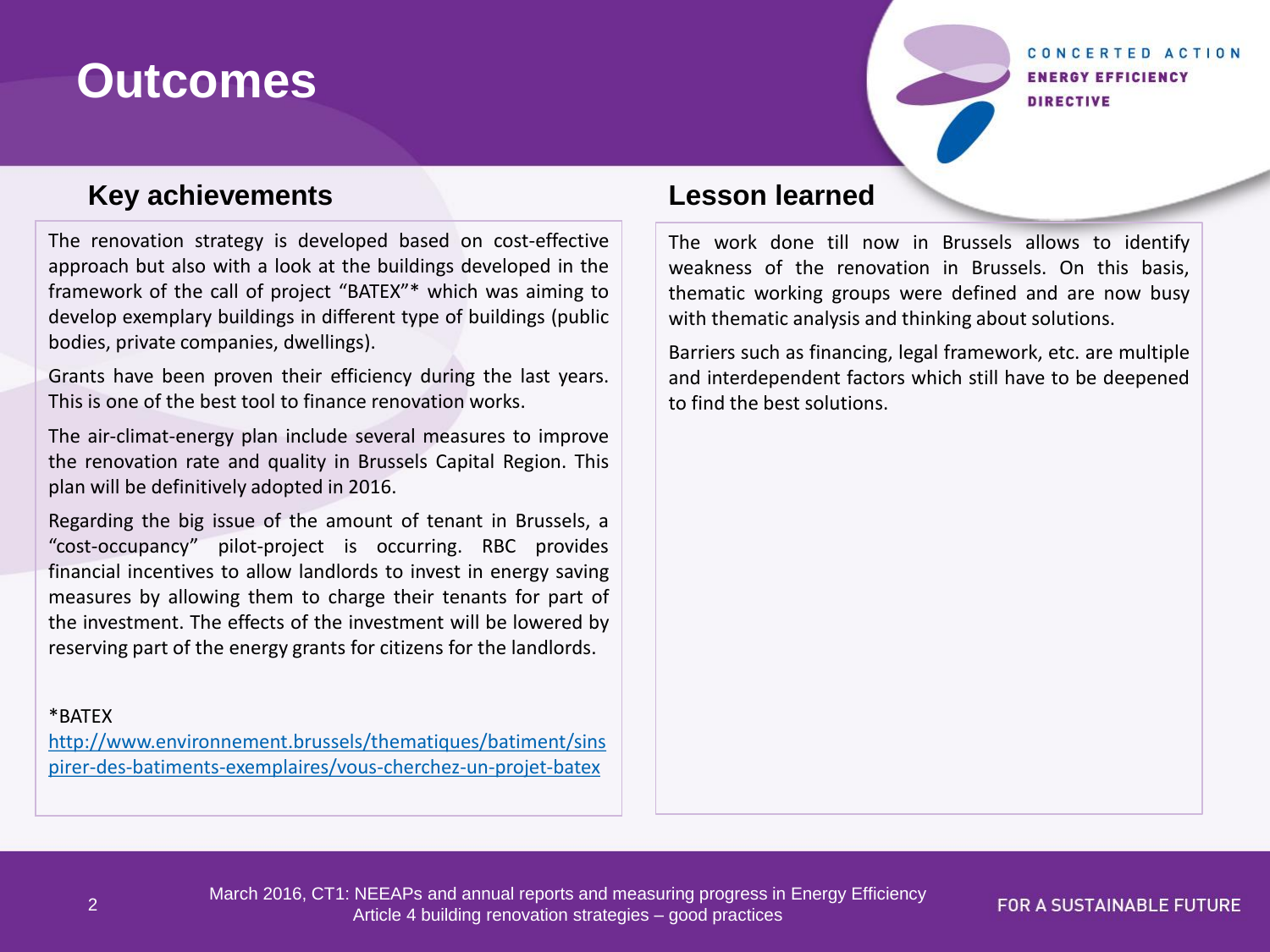# Outcomes

## Key achievements

The renovation strategy is developed based on cost-effective approach but also with a look at the buildings developed in the framework of the call of project "BATEX"* which was aiming to develop exemplary buildings in different type of buildings (public bodies, private companies, dwellings).

Grants have been proven their efficiency during the last years. This is one of the best tool to finance renovation works.

The air-climat-energy plan include several measures to improve the renovation rate and quality in Brussels Capital Region. This plan will be definitively adopted in 2016.

Regarding the big issue of the amount of tenant in Brussels, a "cost-occupancy" pilot-project is occurring. RBC provides financial incentives to allow landlords to invest in energy saving measures by allowing them to charge their tenants for part of the investment. The effects of the investment will be lowered by reserving part of the energy grants for citizens for the landlords.

*BATEX
http://www.environnement.brussels/thematiques/batiment/sinspirer-des-batiments-exemplaires/vous-cherchez-un-projet-batex

## Lesson learned

The work done till now in Brussels allows to identify weakness of the renovation in Brussels. On this basis, thematic working groups were defined and are now busy with thematic analysis and thinking about solutions.

Barriers such as financing, legal framework, etc. are multiple and interdependent factors which still have to be deepened to find the best solutions.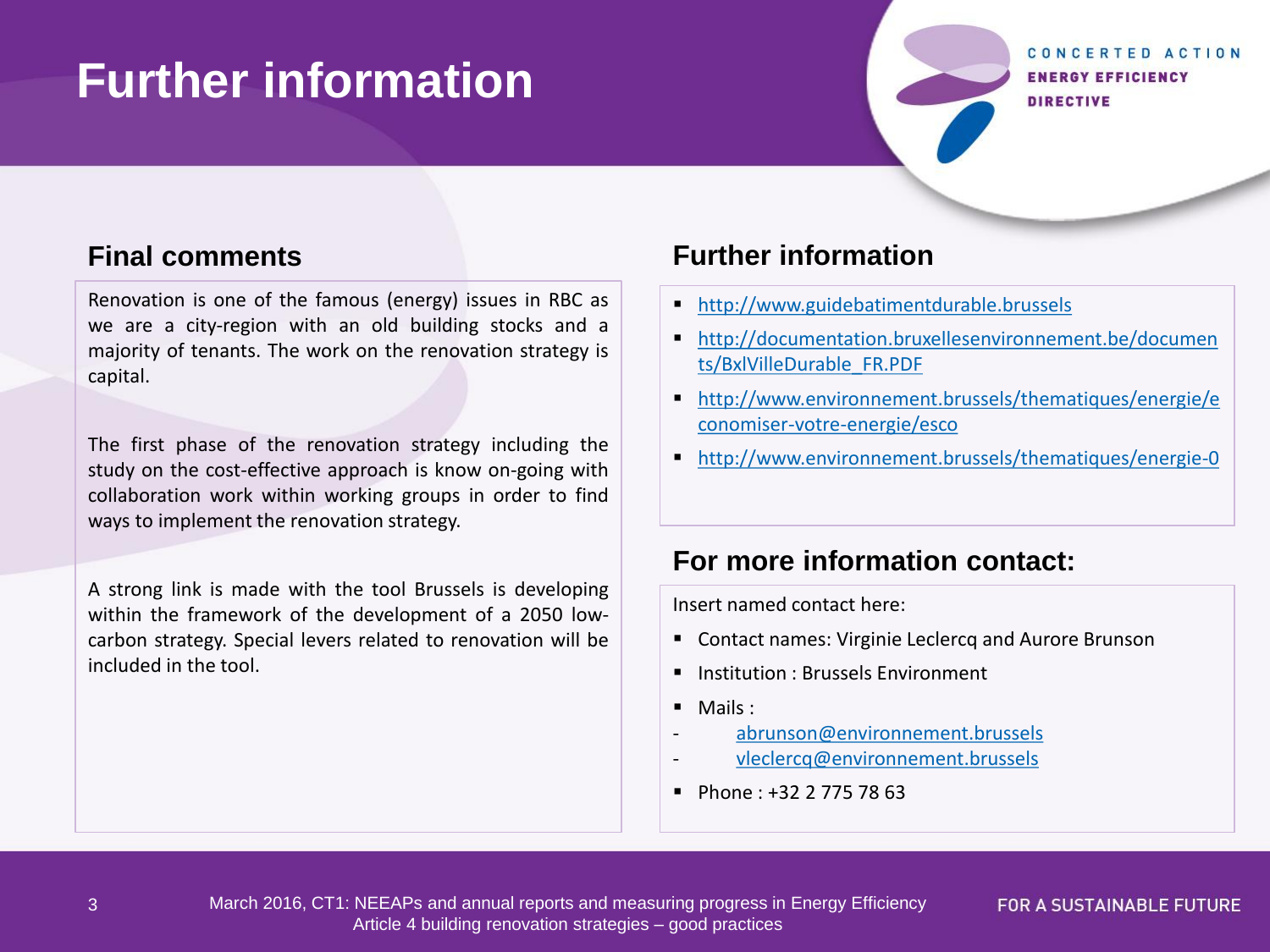# Further information

## Final comments

Renovation is one of the famous (energy) issues in RBC as we are a city-region with an old building stocks and a majority of tenants. The work on the renovation strategy is capital.

The first phase of the renovation strategy including the study on the cost-effective approach is know on-going with collaboration work within working groups in order to find ways to implement the renovation strategy.

A strong link is made with the tool Brussels is developing within the framework of the development of a 2050 low-carbon strategy. Special levers related to renovation will be included in the tool.

## Further information

- http://www.guidebatimentdurable.brussels
- http://documentation.bruxellesenvironnement.be/documents/BxlVilleDurable_FR.PDF
- http://www.environnement.brussels/thematiques/energie/economiser-votre-energie/esco
- http://www.environnement.brussels/thematiques/energie-0

## For more information contact:

Insert named contact here:

- Contact names: Virginie Leclercq and Aurore Brunson
- Institution : Brussels Environment
- Mails :
  - abrunson@environnement.brussels
  - vleclercq@environnement.brussels
- Phone : +32 2 775 78 63